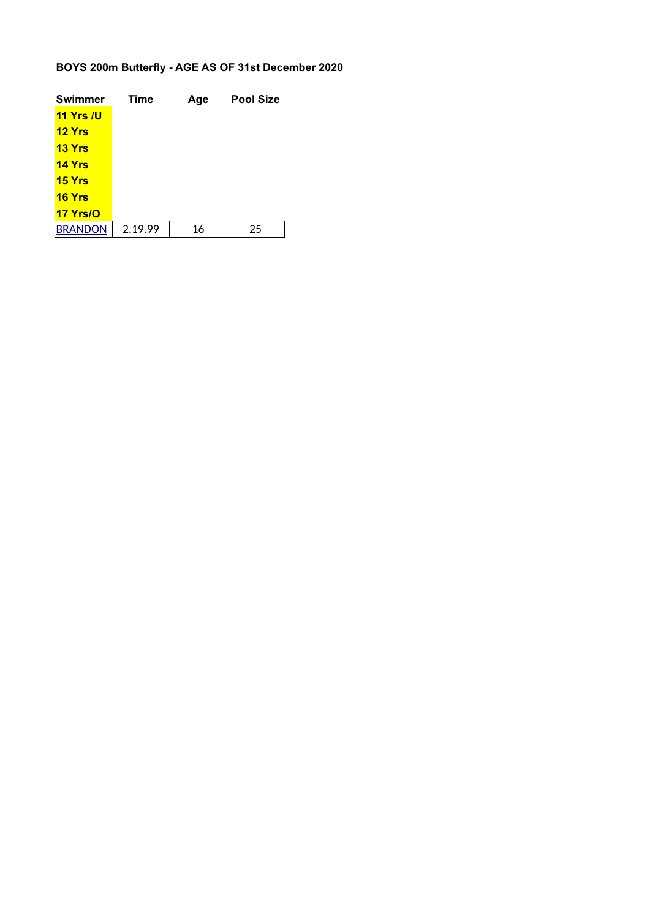**BOYS 200m Butterfly - AGE AS OF 31st December 2020**

| Swimmer | Time | Age | Pool Size |
|---|---|---|---|
| **11 Yrs /U** | | | |
| **12 Yrs** | | | |
| **13 Yrs** | | | |
| **14 Yrs** | | | |
| **15 Yrs** | | | |
| **16 Yrs** | | | |
| **17 Yrs/O** | | | |
| BRANDON | 2.19.99 | 16 | 25 |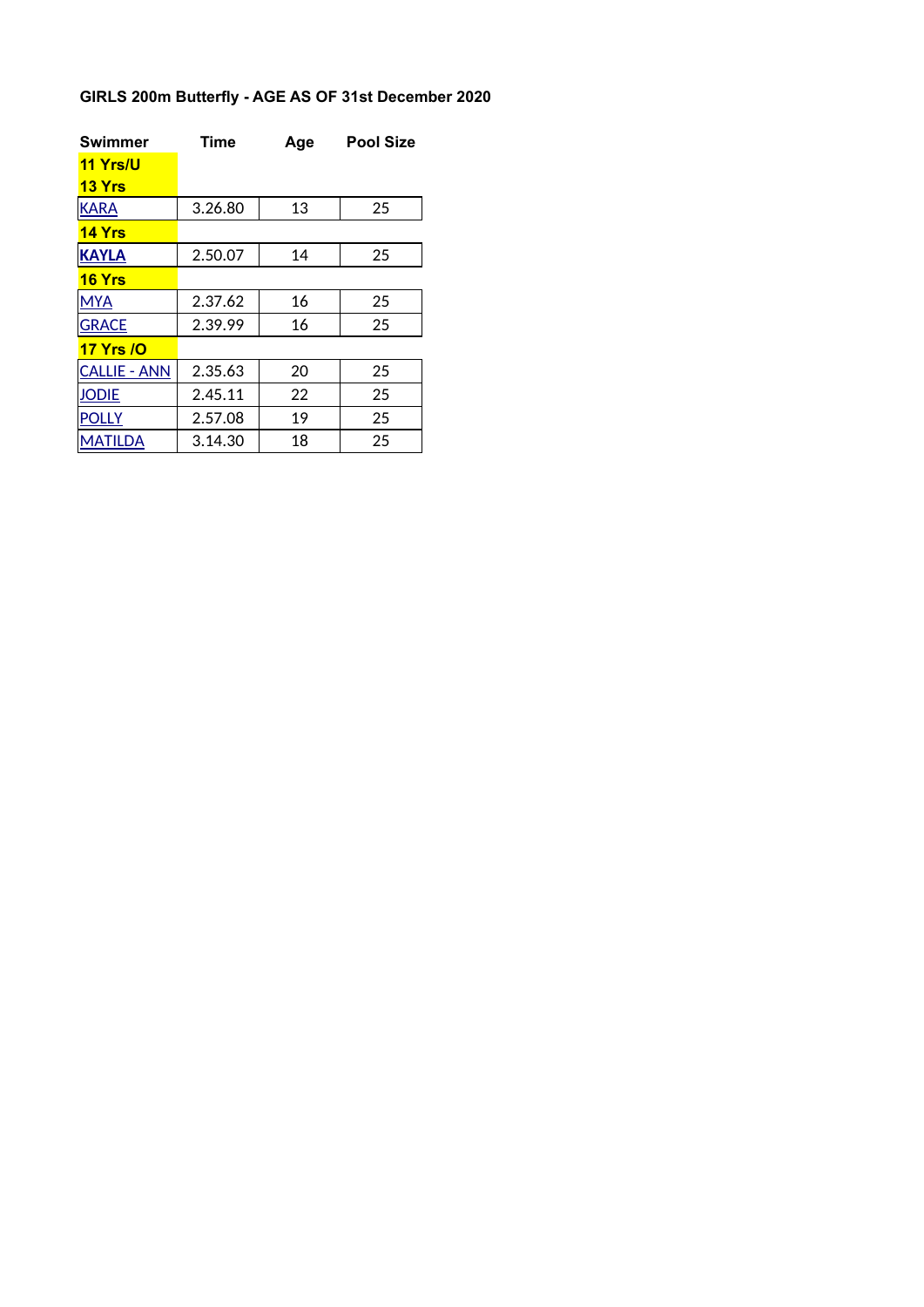# GIRLS 200m Butterfly - AGE AS OF 31st December 2020

| Swimmer | Time | Age | Pool Size |
|---|---|---|---|
| **11 Yrs/U** | | | |
| **13 Yrs** | | | |
| KARA | 3.26.80 | 13 | 25 |
| **14 Yrs** | | | |
| **KAYLA** | 2.50.07 | 14 | 25 |
| **16 Yrs** | | | |
| MYA | 2.37.62 | 16 | 25 |
| GRACE | 2.39.99 | 16 | 25 |
| **17 Yrs /O** | | | |
| CALLIE - ANN | 2.35.63 | 20 | 25 |
| JODIE | 2.45.11 | 22 | 25 |
| POLLY | 2.57.08 | 19 | 25 |
| MATILDA | 3.14.30 | 18 | 25 |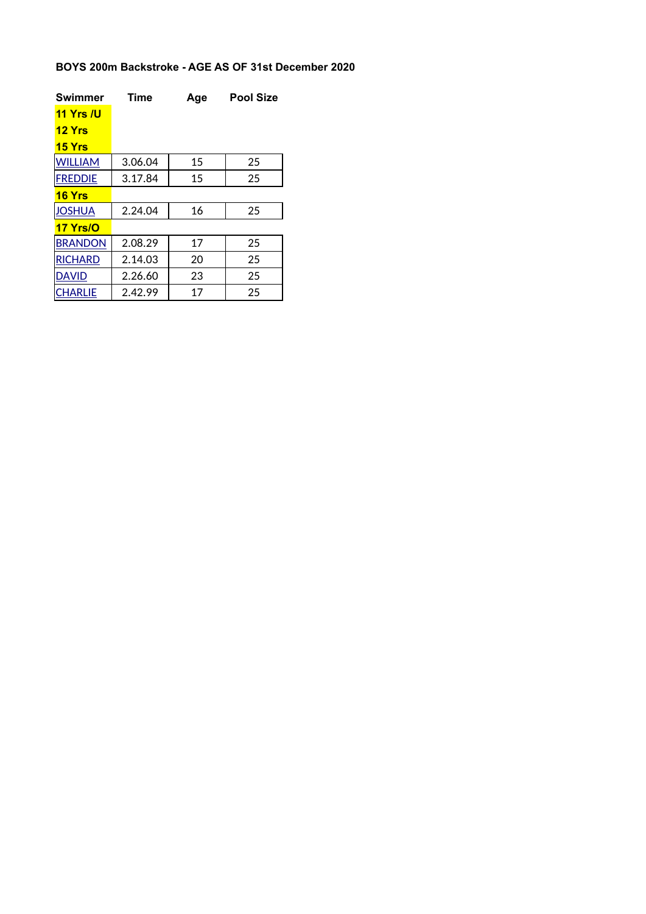**BOYS 200m Backstroke - AGE AS OF 31st December 2020**

| Swimmer | Time | Age | Pool Size |
|---|---|---|---|
| **11 Yrs /U** | | | |
| **12 Yrs** | | | |
| **15 Yrs** | | | |
| WILLIAM | 3.06.04 | 15 | 25 |
| FREDDIE | 3.17.84 | 15 | 25 |
| **16 Yrs** | | | |
| JOSHUA | 2.24.04 | 16 | 25 |
| **17 Yrs/O** | | | |
| BRANDON | 2.08.29 | 17 | 25 |
| RICHARD | 2.14.03 | 20 | 25 |
| DAVID | 2.26.60 | 23 | 25 |
| CHARLIE | 2.42.99 | 17 | 25 |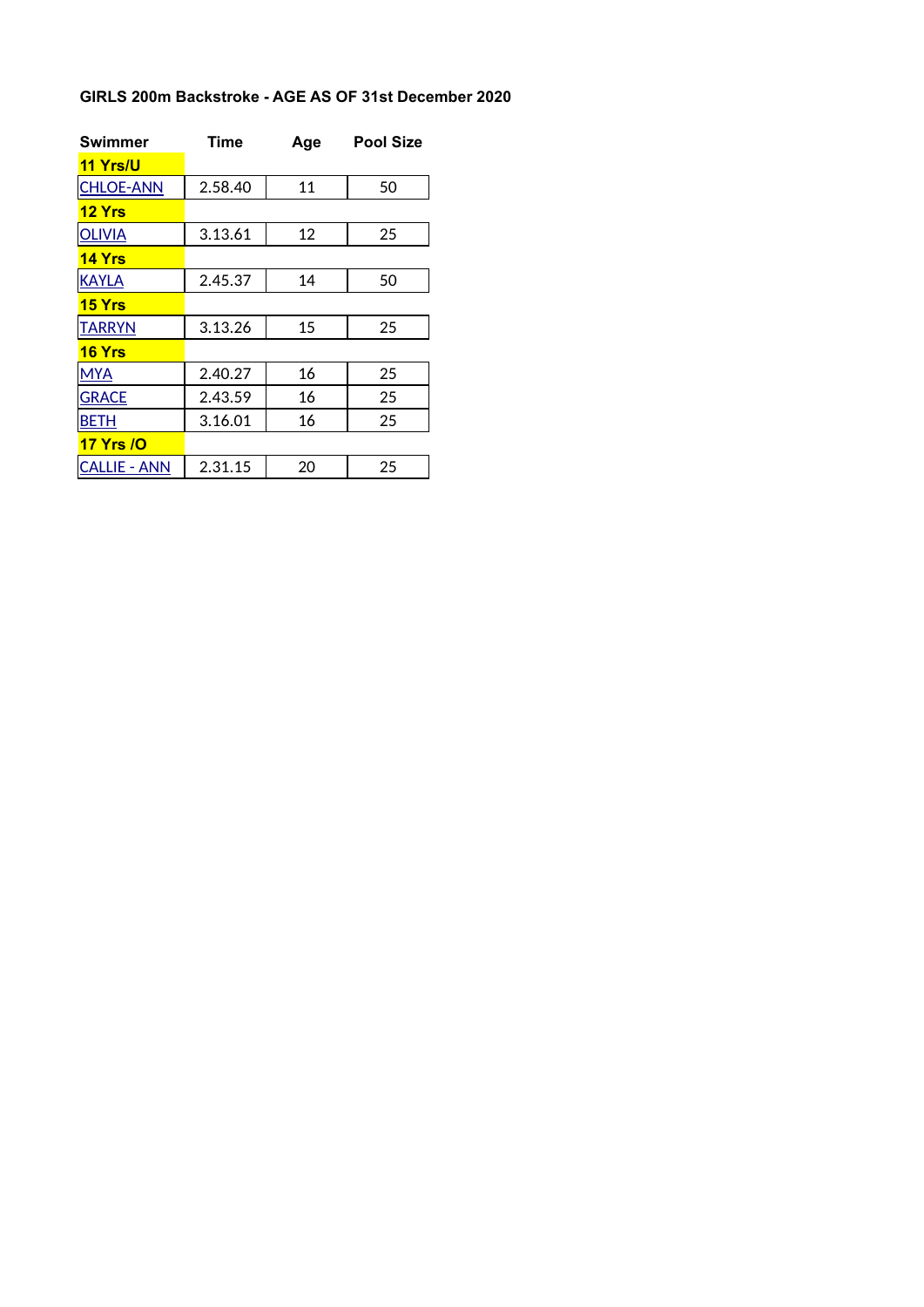## GIRLS 200m Backstroke - AGE AS OF 31st December 2020

| Swimmer | Time | Age | Pool Size |
|---|---|---|---|
| **11 Yrs/U** | | | |
| CHLOE-ANN | 2.58.40 | 11 | 50 |
| **12 Yrs** | | | |
| OLIVIA | 3.13.61 | 12 | 25 |
| **14 Yrs** | | | |
| KAYLA | 2.45.37 | 14 | 50 |
| **15 Yrs** | | | |
| TARRYN | 3.13.26 | 15 | 25 |
| **16 Yrs** | | | |
| MYA | 2.40.27 | 16 | 25 |
| GRACE | 2.43.59 | 16 | 25 |
| BETH | 3.16.01 | 16 | 25 |
| **17 Yrs /O** | | | |
| CALLIE - ANN | 2.31.15 | 20 | 25 |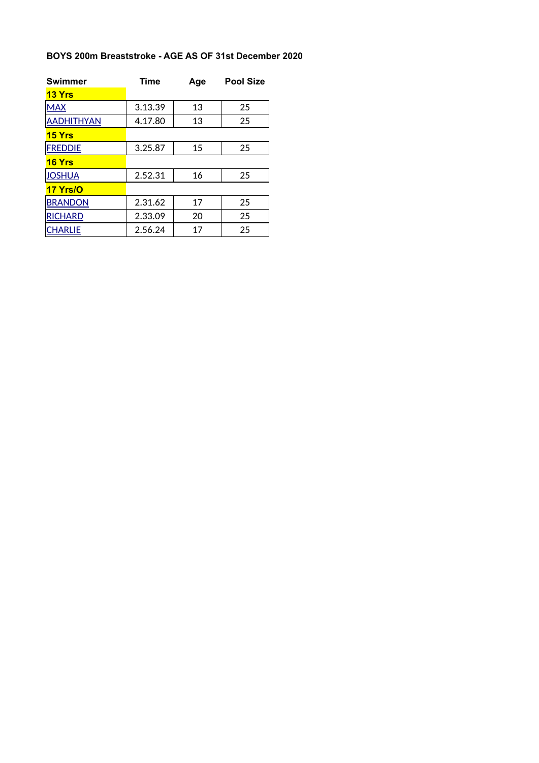**BOYS 200m Breaststroke - AGE AS OF 31st December 2020**

| Swimmer | Time | Age | Pool Size |
| --- | --- | --- | --- |
| **13 Yrs** | | | |
| MAX | 3.13.39 | 13 | 25 |
| AADHITHYAN | 4.17.80 | 13 | 25 |
| **15 Yrs** | | | |
| FREDDIE | 3.25.87 | 15 | 25 |
| **16 Yrs** | | | |
| JOSHUA | 2.52.31 | 16 | 25 |
| **17 Yrs/O** | | | |
| BRANDON | 2.31.62 | 17 | 25 |
| RICHARD | 2.33.09 | 20 | 25 |
| CHARLIE | 2.56.24 | 17 | 25 |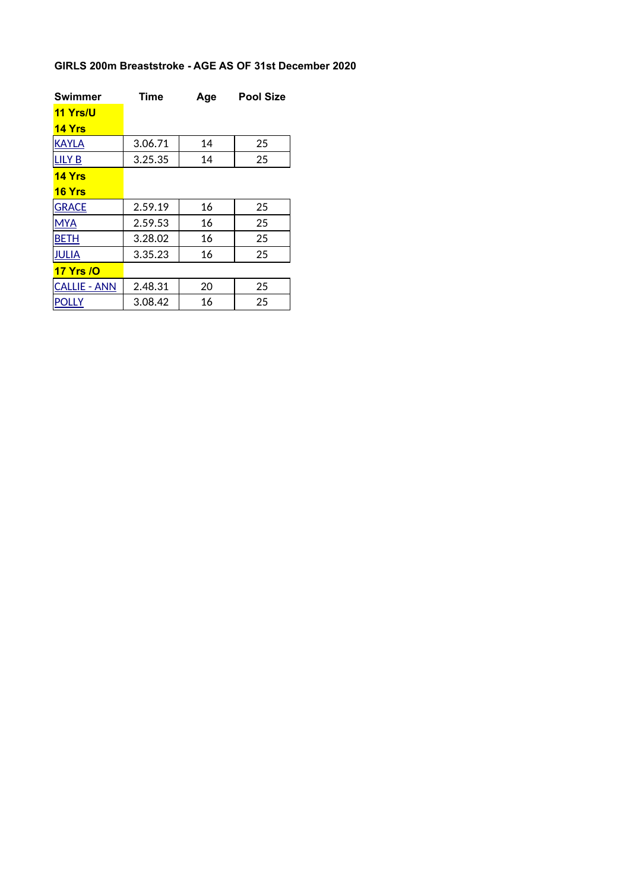**GIRLS 200m Breaststroke - AGE AS OF 31st December 2020**

| Swimmer | Time | Age | Pool Size |
|---|---|---|---|
| **11 Yrs/U** | | | |
| **14 Yrs** | | | |
| KAYLA | 3.06.71 | 14 | 25 |
| LILY B | 3.25.35 | 14 | 25 |
| **14 Yrs** | | | |
| **16 Yrs** | | | |
| GRACE | 2.59.19 | 16 | 25 |
| MYA | 2.59.53 | 16 | 25 |
| BETH | 3.28.02 | 16 | 25 |
| JULIA | 3.35.23 | 16 | 25 |
| **17 Yrs /O** | | | |
| CALLIE - ANN | 2.48.31 | 20 | 25 |
| POLLY | 3.08.42 | 16 | 25 |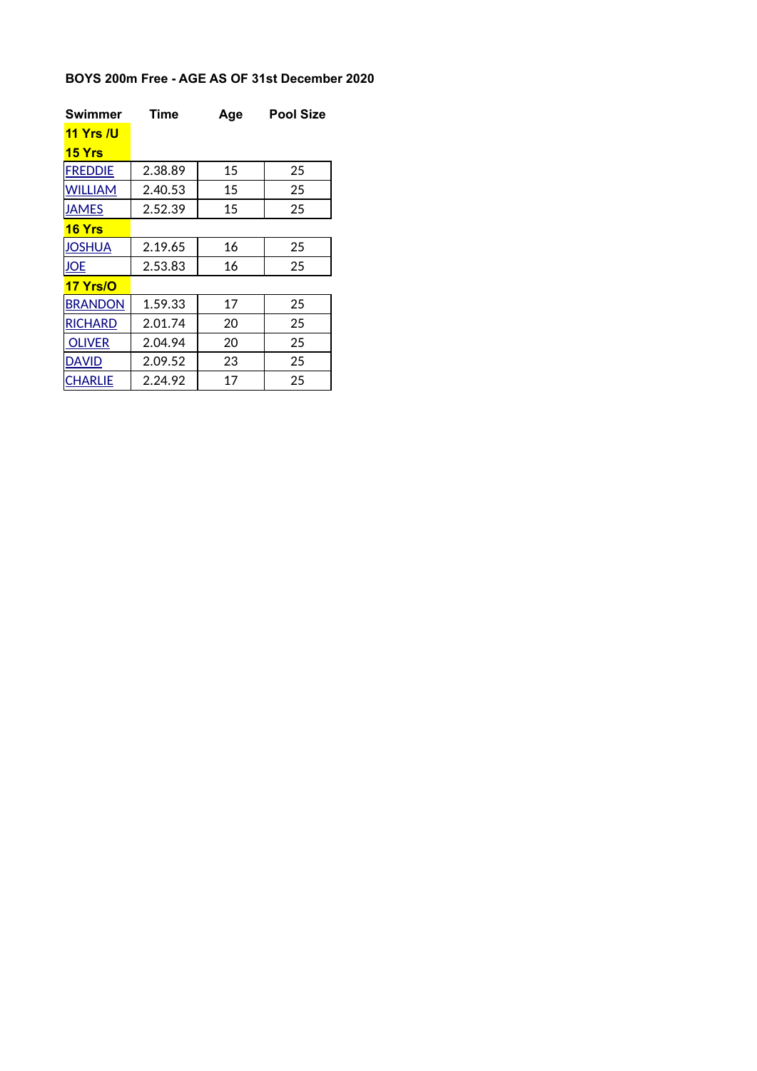**BOYS 200m Free - AGE AS OF 31st December 2020**

| Swimmer | Time | Age | Pool Size |
|---|---|---|---|
| **11 Yrs /U** | | | |
| **15 Yrs** | | | |
| FREDDIE | 2.38.89 | 15 | 25 |
| WILLIAM | 2.40.53 | 15 | 25 |
| JAMES | 2.52.39 | 15 | 25 |
| **16 Yrs** | | | |
| JOSHUA | 2.19.65 | 16 | 25 |
| JOE | 2.53.83 | 16 | 25 |
| **17 Yrs/O** | | | |
| BRANDON | 1.59.33 | 17 | 25 |
| RICHARD | 2.01.74 | 20 | 25 |
| OLIVER | 2.04.94 | 20 | 25 |
| DAVID | 2.09.52 | 23 | 25 |
| CHARLIE | 2.24.92 | 17 | 25 |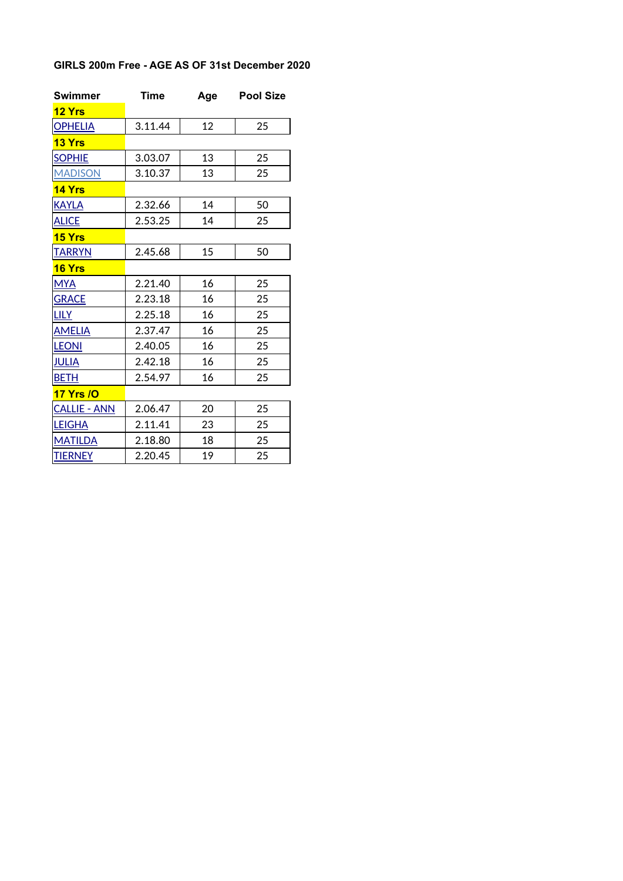**GIRLS 200m Free - AGE AS OF 31st December 2020**

| Swimmer | Time | Age | Pool Size |
|---|---|---|---|
| **12 Yrs** | | | |
| OPHELIA | 3.11.44 | 12 | 25 |
| **13 Yrs** | | | |
| SOPHIE | 3.03.07 | 13 | 25 |
| MADISON | 3.10.37 | 13 | 25 |
| **14 Yrs** | | | |
| KAYLA | 2.32.66 | 14 | 50 |
| ALICE | 2.53.25 | 14 | 25 |
| **15 Yrs** | | | |
| TARRYN | 2.45.68 | 15 | 50 |
| **16 Yrs** | | | |
| MYA | 2.21.40 | 16 | 25 |
| GRACE | 2.23.18 | 16 | 25 |
| LILY | 2.25.18 | 16 | 25 |
| AMELIA | 2.37.47 | 16 | 25 |
| LEONI | 2.40.05 | 16 | 25 |
| JULIA | 2.42.18 | 16 | 25 |
| BETH | 2.54.97 | 16 | 25 |
| **17 Yrs /O** | | | |
| CALLIE - ANN | 2.06.47 | 20 | 25 |
| LEIGHA | 2.11.41 | 23 | 25 |
| MATILDA | 2.18.80 | 18 | 25 |
| TIERNEY | 2.20.45 | 19 | 25 |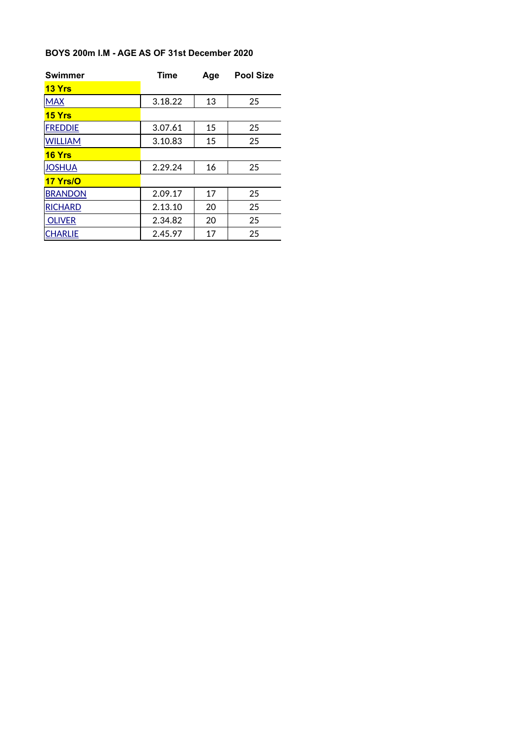**BOYS 200m I.M - AGE AS OF 31st December 2020**

| Swimmer | Time | Age | Pool Size |
|---|---|---|---|
| **13 Yrs** | | | |
| MAX | 3.18.22 | 13 | 25 |
| **15 Yrs** | | | |
| FREDDIE | 3.07.61 | 15 | 25 |
| WILLIAM | 3.10.83 | 15 | 25 |
| **16 Yrs** | | | |
| JOSHUA | 2.29.24 | 16 | 25 |
| **17 Yrs/O** | | | |
| BRANDON | 2.09.17 | 17 | 25 |
| RICHARD | 2.13.10 | 20 | 25 |
| OLIVER | 2.34.82 | 20 | 25 |
| CHARLIE | 2.45.97 | 17 | 25 |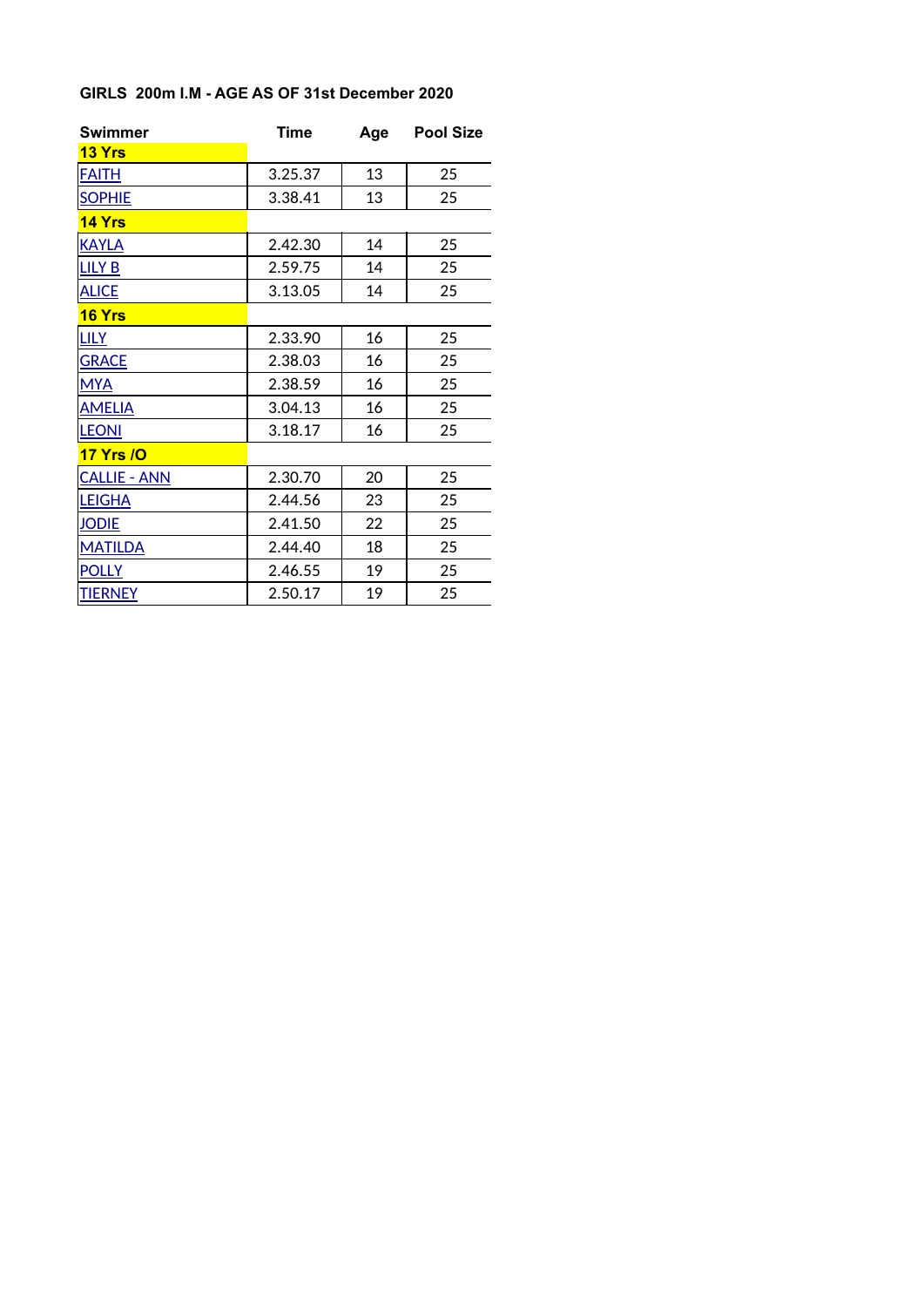**GIRLS 200m I.M - AGE AS OF 31st December 2020**

| Swimmer | Time | Age | Pool Size |
|---|---|---|---|
| **13 Yrs** | | | |
| FAITH | 3.25.37 | 13 | 25 |
| SOPHIE | 3.38.41 | 13 | 25 |
| **14 Yrs** | | | |
| KAYLA | 2.42.30 | 14 | 25 |
| LILY B | 2.59.75 | 14 | 25 |
| ALICE | 3.13.05 | 14 | 25 |
| **16 Yrs** | | | |
| LILY | 2.33.90 | 16 | 25 |
| GRACE | 2.38.03 | 16 | 25 |
| MYA | 2.38.59 | 16 | 25 |
| AMELIA | 3.04.13 | 16 | 25 |
| LEONI | 3.18.17 | 16 | 25 |
| **17 Yrs /O** | | | |
| CALLIE - ANN | 2.30.70 | 20 | 25 |
| LEIGHA | 2.44.56 | 23 | 25 |
| JODIE | 2.41.50 | 22 | 25 |
| MATILDA | 2.44.40 | 18 | 25 |
| POLLY | 2.46.55 | 19 | 25 |
| TIERNEY | 2.50.17 | 19 | 25 |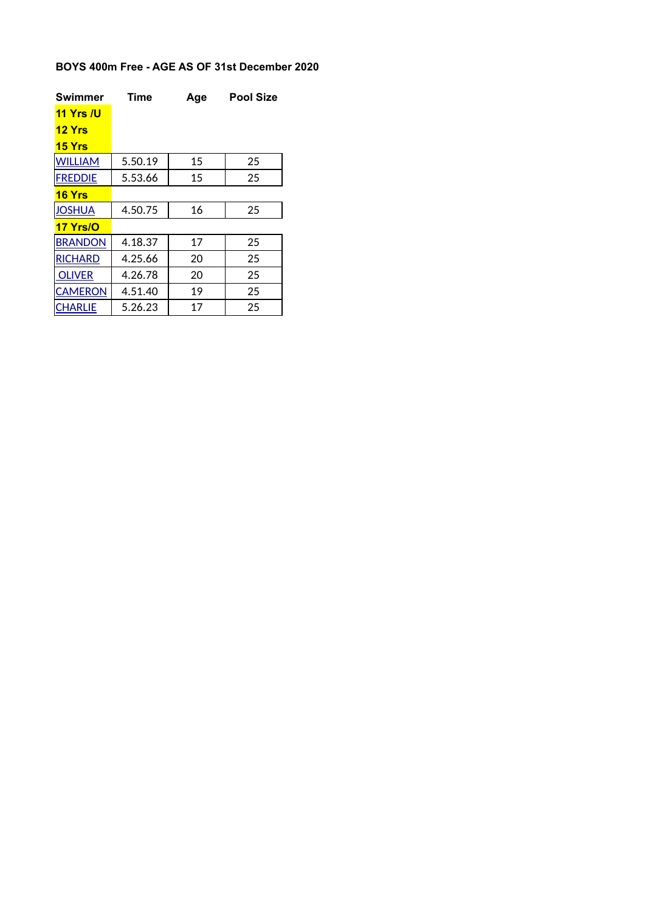**BOYS 400m Free - AGE AS OF 31st December 2020**

| Swimmer | Time | Age | Pool Size |
|---|---|---|---|
| **11 Yrs /U** | | | |
| **12 Yrs** | | | |
| **15 Yrs** | | | |
| WILLIAM | 5.50.19 | 15 | 25 |
| FREDDIE | 5.53.66 | 15 | 25 |
| **16 Yrs** | | | |
| JOSHUA | 4.50.75 | 16 | 25 |
| **17 Yrs/O** | | | |
| BRANDON | 4.18.37 | 17 | 25 |
| RICHARD | 4.25.66 | 20 | 25 |
| OLIVER | 4.26.78 | 20 | 25 |
| CAMERON | 4.51.40 | 19 | 25 |
| CHARLIE | 5.26.23 | 17 | 25 |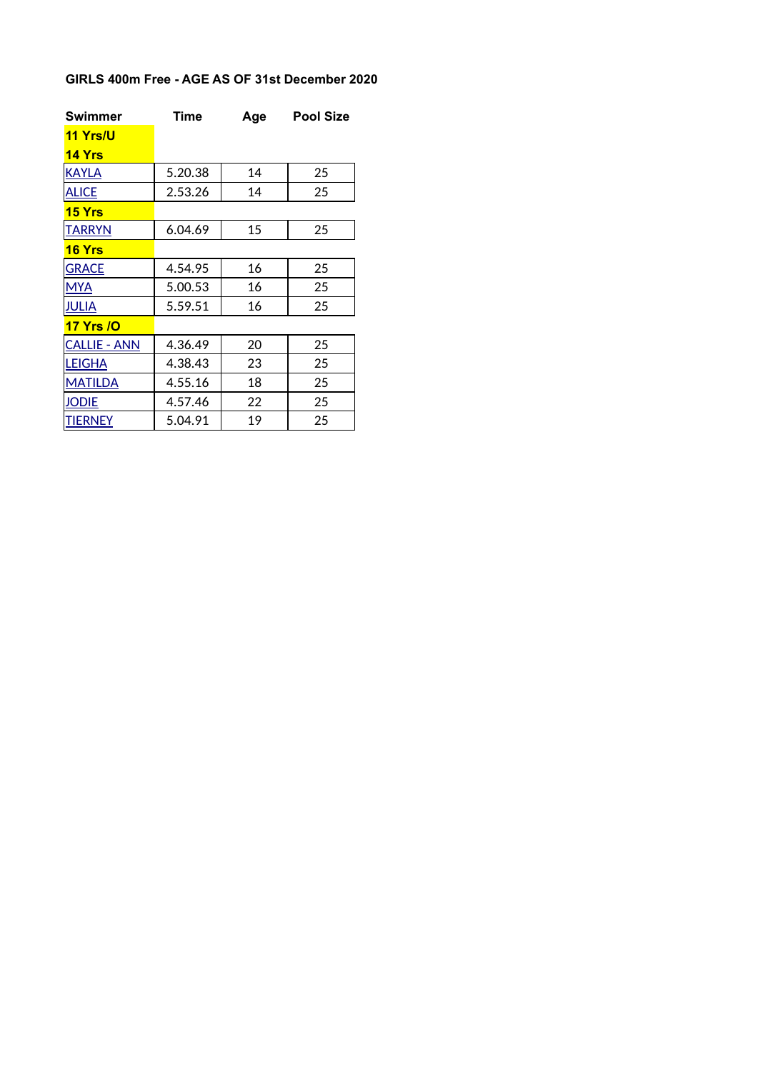**GIRLS 400m Free - AGE AS OF 31st December 2020**

| Swimmer | Time | Age | Pool Size |
|---|---|---|---|
| **11 Yrs/U** | | | |
| **14 Yrs** | | | |
| KAYLA | 5.20.38 | 14 | 25 |
| ALICE | 2.53.26 | 14 | 25 |
| **15 Yrs** | | | |
| TARRYN | 6.04.69 | 15 | 25 |
| **16 Yrs** | | | |
| GRACE | 4.54.95 | 16 | 25 |
| MYA | 5.00.53 | 16 | 25 |
| JULIA | 5.59.51 | 16 | 25 |
| **17 Yrs /O** | | | |
| CALLIE - ANN | 4.36.49 | 20 | 25 |
| LEIGHA | 4.38.43 | 23 | 25 |
| MATILDA | 4.55.16 | 18 | 25 |
| JODIE | 4.57.46 | 22 | 25 |
| TIERNEY | 5.04.91 | 19 | 25 |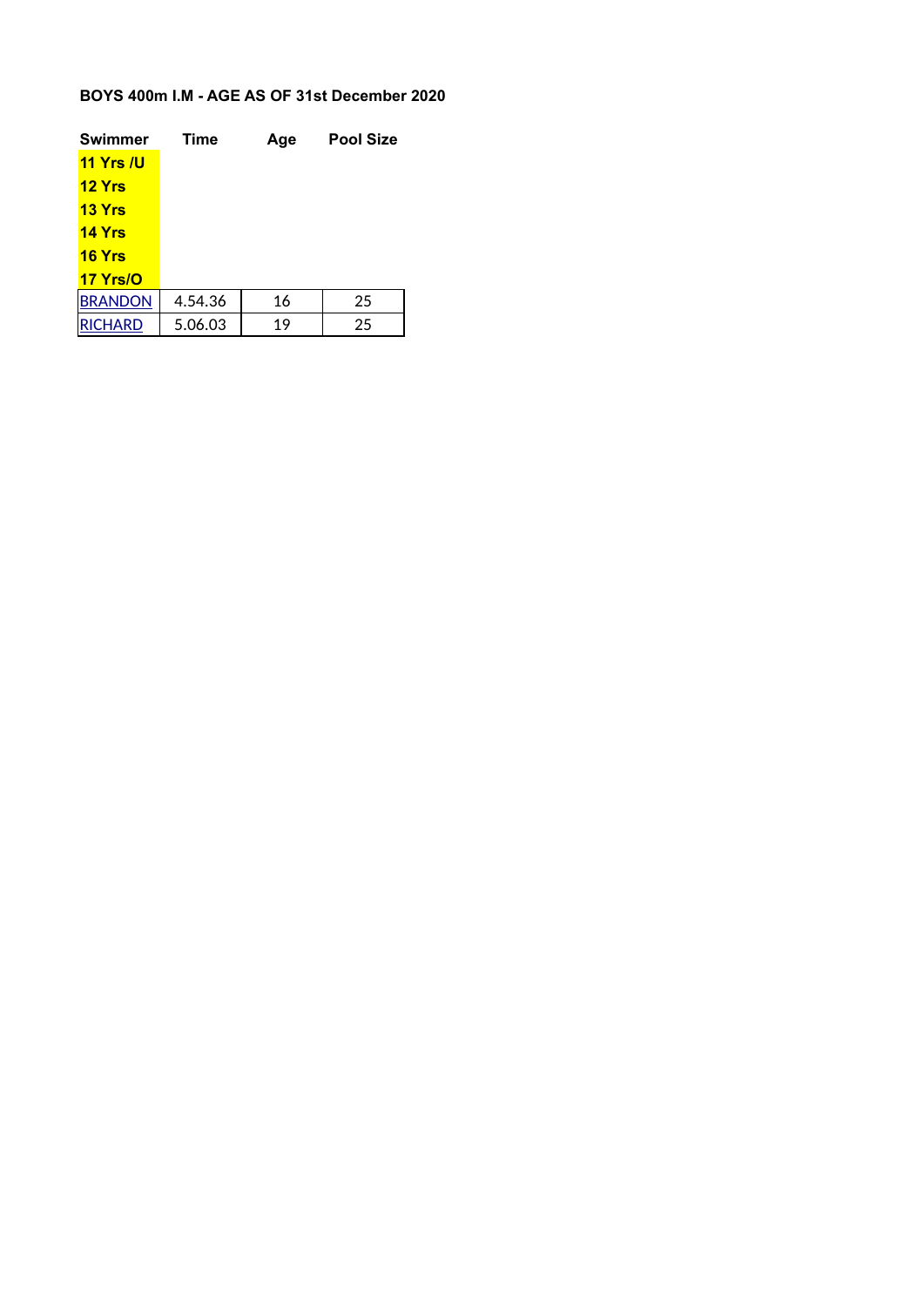**BOYS 400m I.M - AGE AS OF 31st December 2020**

| Swimmer | Time | Age | Pool Size |
|---|---|---|---|
| **11 Yrs /U** | | | |
| **12 Yrs** | | | |
| **13 Yrs** | | | |
| **14 Yrs** | | | |
| **16 Yrs** | | | |
| **17 Yrs/O** | | | |
| BRANDON | 4.54.36 | 16 | 25 |
| RICHARD | 5.06.03 | 19 | 25 |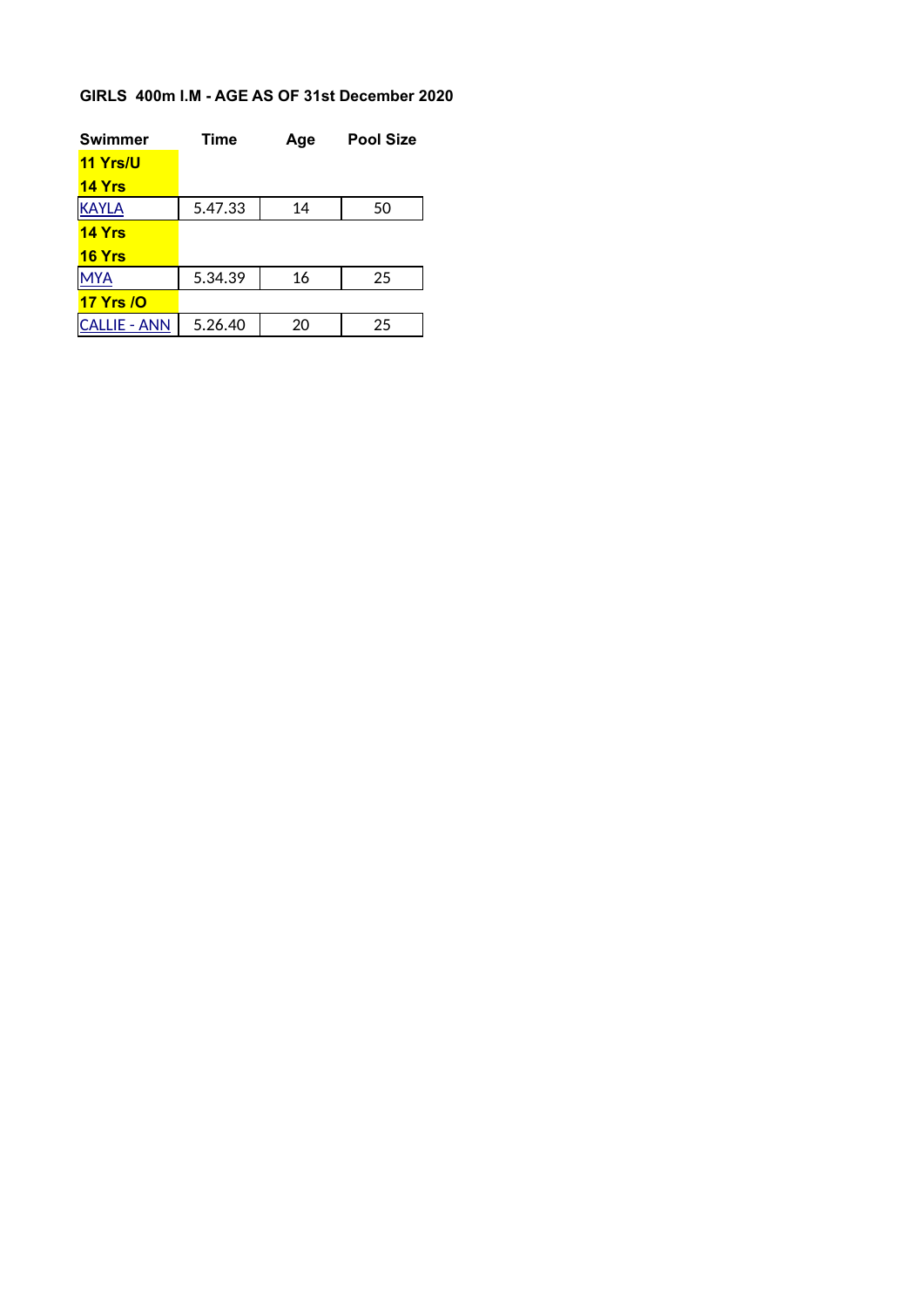## GIRLS 400m I.M - AGE AS OF 31st December 2020

| Swimmer | Time | Age | Pool Size |
|---|---|---|---|
| **11 Yrs/U** | | | |
| **14 Yrs** | | | |
| KAYLA | 5.47.33 | 14 | 50 |
| **14 Yrs** | | | |
| **16 Yrs** | | | |
| MYA | 5.34.39 | 16 | 25 |
| **17 Yrs /O** | | | |
| CALLIE - ANN | 5.26.40 | 20 | 25 |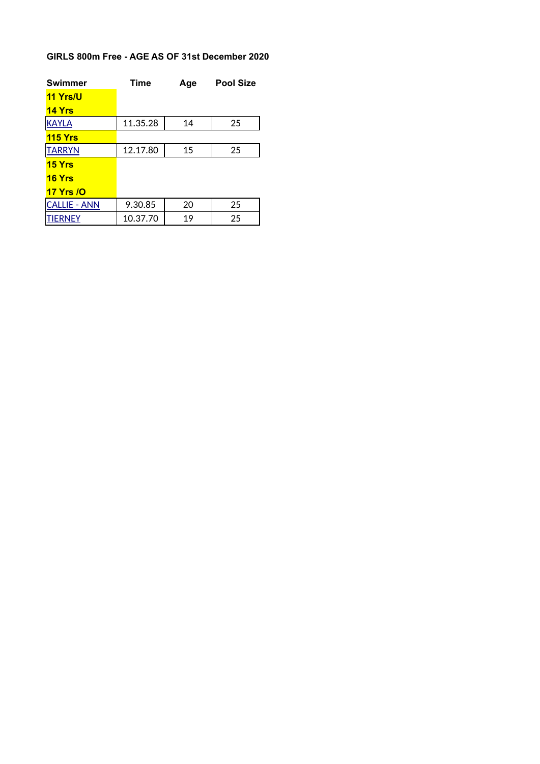**GIRLS 800m Free - AGE AS OF 31st December 2020**

| Swimmer | Time | Age | Pool Size |
|---|---|---|---|
| **11 Yrs/U** | | | |
| **14 Yrs** | | | |
| KAYLA | 11.35.28 | 14 | 25 |
| **115 Yrs** | | | |
| TARRYN | 12.17.80 | 15 | 25 |
| **15 Yrs** | | | |
| **16 Yrs** | | | |
| **17 Yrs /O** | | | |
| CALLIE - ANN | 9.30.85 | 20 | 25 |
| TIERNEY | 10.37.70 | 19 | 25 |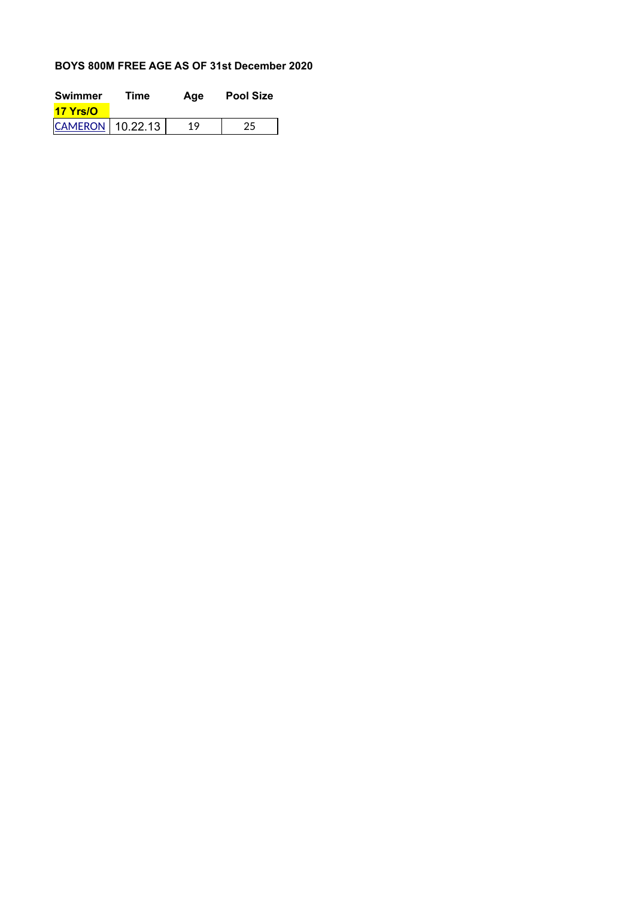**BOYS 800M FREE AGE AS OF 31st December 2020**

| Swimmer | Time | Age | Pool Size |
|---|---|---|---|
| **17 Yrs/O** | | | |
| CAMERON | 10.22.13 | 19 | 25 |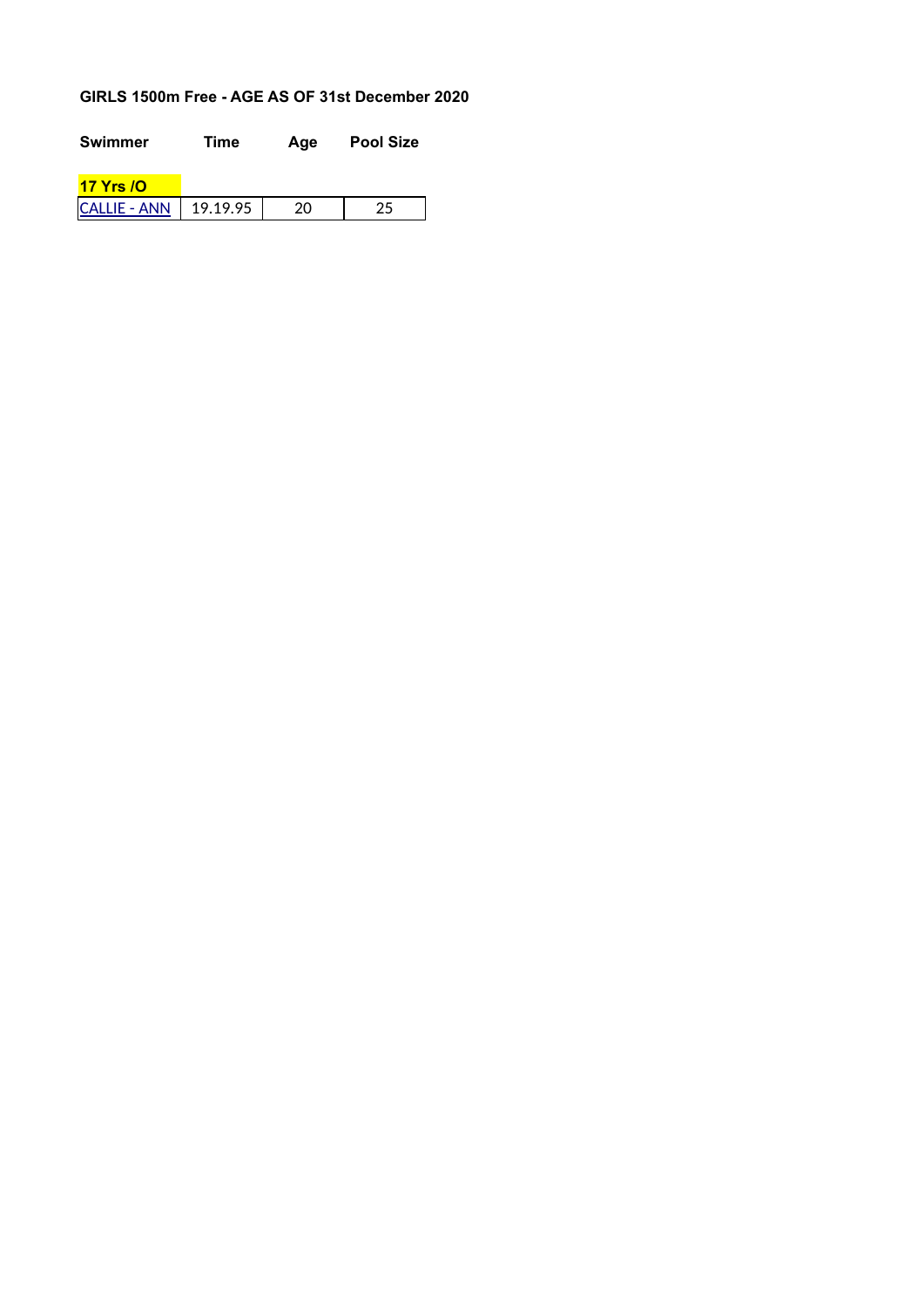**GIRLS 1500m Free - AGE AS OF 31st December 2020**

| Swimmer | Time | Age | Pool Size |
| --- | --- | --- | --- |
| **17 Yrs /O** | | | |
| CALLIE - ANN | 19.19.95 | 20 | 25 |